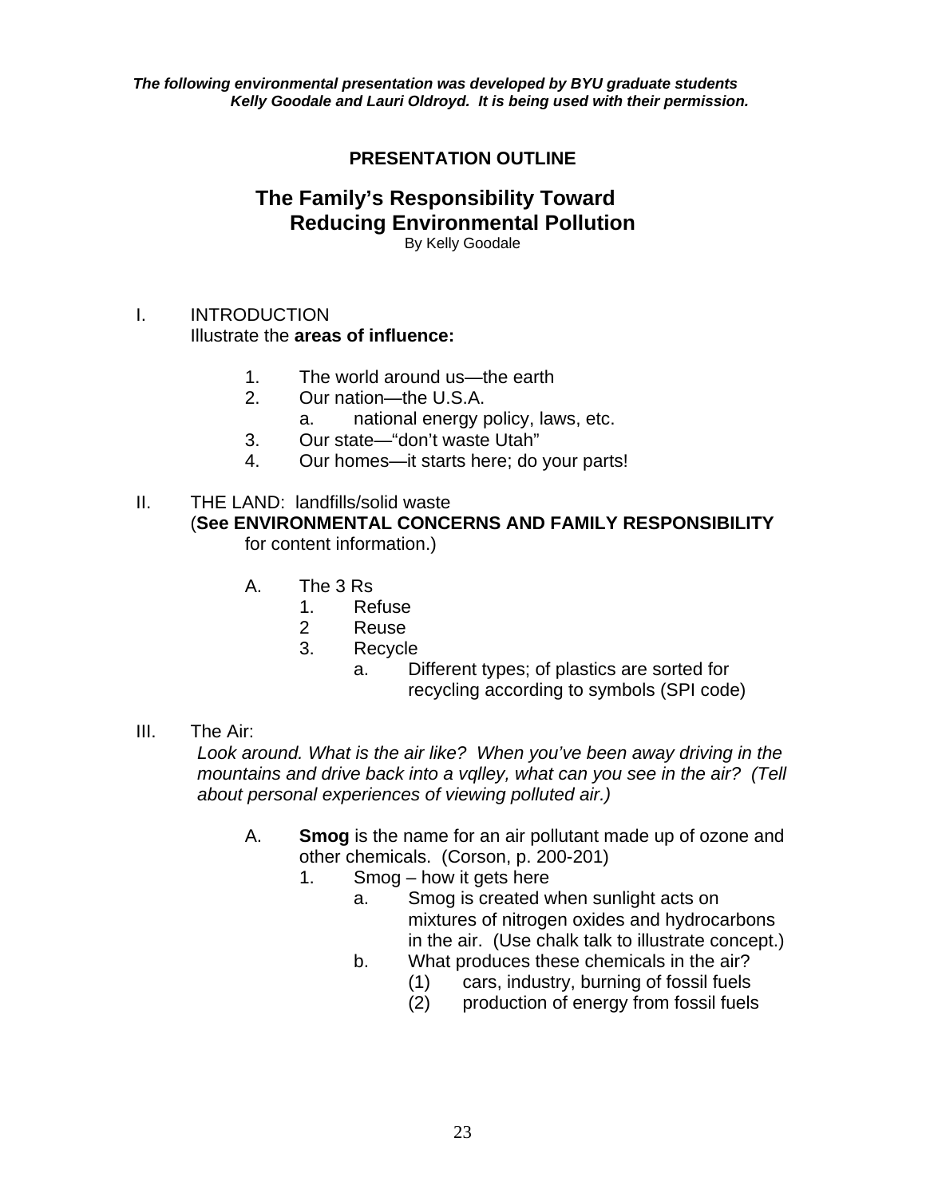*The following environmental presentation was developed by BYU graduate students Kelly Goodale and Lauri Oldroyd. It is being used with their permission.*

**PRESENTATION OUTLINE**

# The Family's Responsibility Toward Reducing Environmental Pollution

By Kelly Goodale

I. INTRODUCTION
Illustrate the **areas of influence:**

1. The world around us—the earth
2. Our nation—the U.S.A.
   a. national energy policy, laws, etc.
3. Our state—"don't waste Utah"
4. Our homes—it starts here; do your parts!

II. THE LAND: landfills/solid waste
(**See ENVIRONMENTAL CONCERNS AND FAMILY RESPONSIBILITY** for content information.)

A. The 3 Rs
   1. Refuse
   2 Reuse
   3. Recycle
      a. Different types; of plastics are sorted for recycling according to symbols (SPI code)

III. The Air:
*Look around. What is the air like? When you've been away driving in the mountains and drive back into a vqlley, what can you see in the air? (Tell about personal experiences of viewing polluted air.)*

A. **Smog** is the name for an air pollutant made up of ozone and other chemicals. (Corson, p. 200-201)
   1. Smog – how it gets here
      a. Smog is created when sunlight acts on mixtures of nitrogen oxides and hydrocarbons in the air. (Use chalk talk to illustrate concept.)
      b. What produces these chemicals in the air?
         (1) cars, industry, burning of fossil fuels
         (2) production of energy from fossil fuels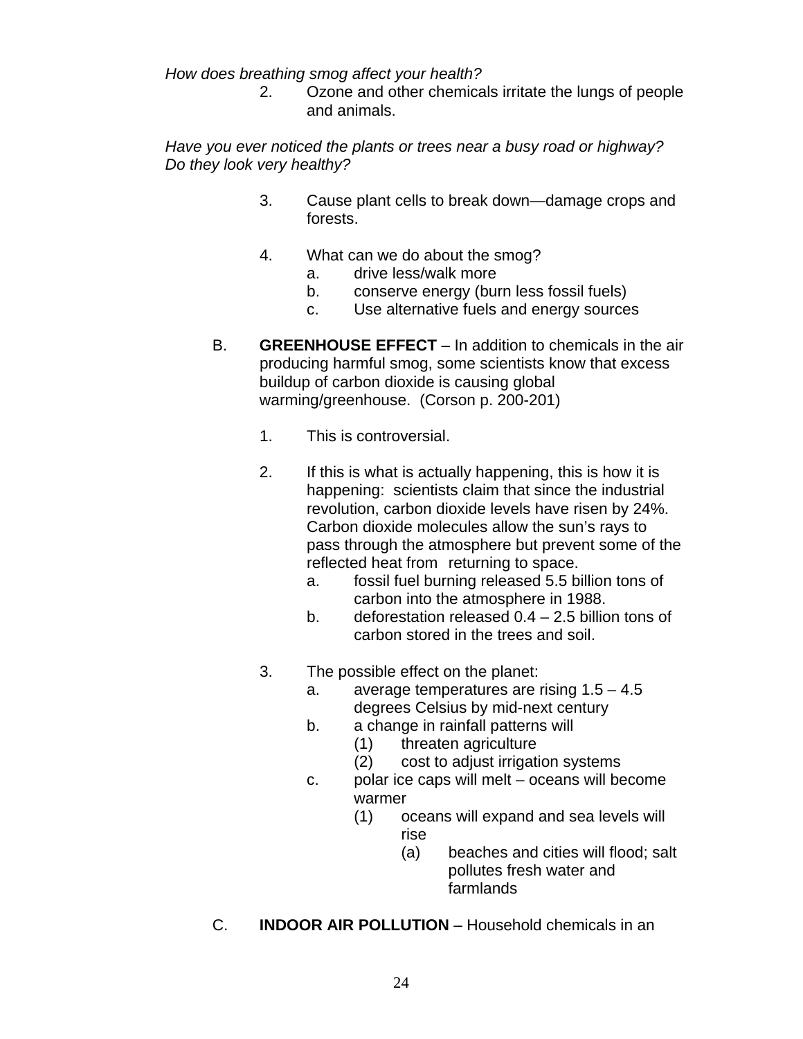*How does breathing smog affect your health?*

2. Ozone and other chemicals irritate the lungs of people and animals.

*Have you ever noticed the plants or trees near a busy road or highway? Do they look very healthy?*

3. Cause plant cells to break down—damage crops and forests.

4. What can we do about the smog?
   a. drive less/walk more
   b. conserve energy (burn less fossil fuels)
   c. Use alternative fuels and energy sources

B. **GREENHOUSE EFFECT** – In addition to chemicals in the air producing harmful smog, some scientists know that excess buildup of carbon dioxide is causing global warming/greenhouse. (Corson p. 200-201)

1. This is controversial.

2. If this is what is actually happening, this is how it is happening: scientists claim that since the industrial revolution, carbon dioxide levels have risen by 24%. Carbon dioxide molecules allow the sun's rays to pass through the atmosphere but prevent some of the reflected heat from returning to space.
   a. fossil fuel burning released 5.5 billion tons of carbon into the atmosphere in 1988.
   b. deforestation released 0.4 – 2.5 billion tons of carbon stored in the trees and soil.

3. The possible effect on the planet:
   a. average temperatures are rising 1.5 – 4.5 degrees Celsius by mid-next century
   b. a change in rainfall patterns will
      (1) threaten agriculture
      (2) cost to adjust irrigation systems
   c. polar ice caps will melt – oceans will become warmer
      (1) oceans will expand and sea levels will rise
         (a) beaches and cities will flood; salt pollutes fresh water and farmlands

C. **INDOOR AIR POLLUTION** – Household chemicals in an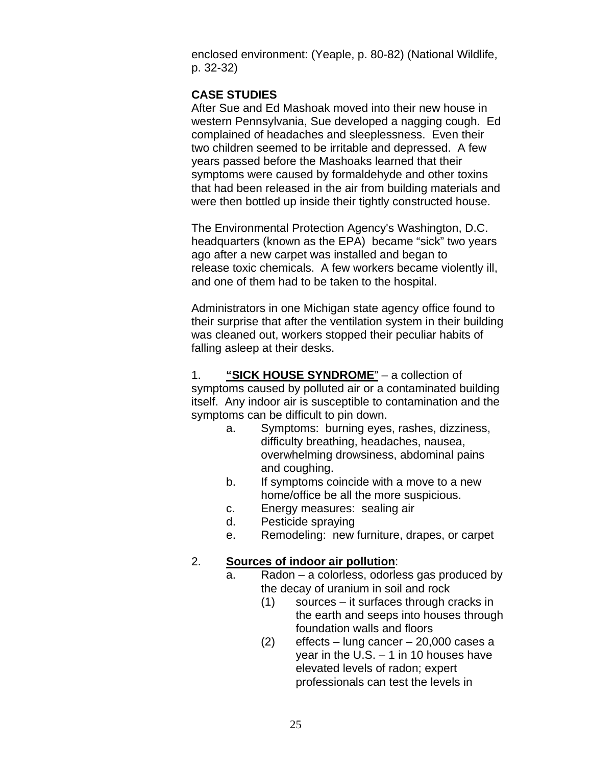enclosed environment: (Yeaple, p. 80-82) (National Wildlife, p. 32-32)

**CASE STUDIES**

After Sue and Ed Mashoak moved into their new house in western Pennsylvania, Sue developed a nagging cough. Ed complained of headaches and sleeplessness. Even their two children seemed to be irritable and depressed. A few years passed before the Mashoaks learned that their symptoms were caused by formaldehyde and other toxins that had been released in the air from building materials and were then bottled up inside their tightly constructed house.

The Environmental Protection Agency's Washington, D.C. headquarters (known as the EPA) became "sick" two years ago after a new carpet was installed and began to release toxic chemicals. A few workers became violently ill, and one of them had to be taken to the hospital.

Administrators in one Michigan state agency office found to their surprise that after the ventilation system in their building was cleaned out, workers stopped their peculiar habits of falling asleep at their desks.

1. **<u>"SICK HOUSE SYNDROME</u>"** – a collection of symptoms caused by polluted air or a contaminated building itself. Any indoor air is susceptible to contamination and the symptoms can be difficult to pin down.
   a. Symptoms: burning eyes, rashes, dizziness, difficulty breathing, headaches, nausea, overwhelming drowsiness, abdominal pains and coughing.
   b. If symptoms coincide with a move to a new home/office be all the more suspicious.
   c. Energy measures: sealing air
   d. Pesticide spraying
   e. Remodeling: new furniture, drapes, or carpet

2. **<u>Sources of indoor air pollution</u>**:
   a. Radon – a colorless, odorless gas produced by the decay of uranium in soil and rock
      (1) sources – it surfaces through cracks in the earth and seeps into houses through foundation walls and floors
      (2) effects – lung cancer – 20,000 cases a year in the U.S. – 1 in 10 houses have elevated levels of radon; expert professionals can test the levels in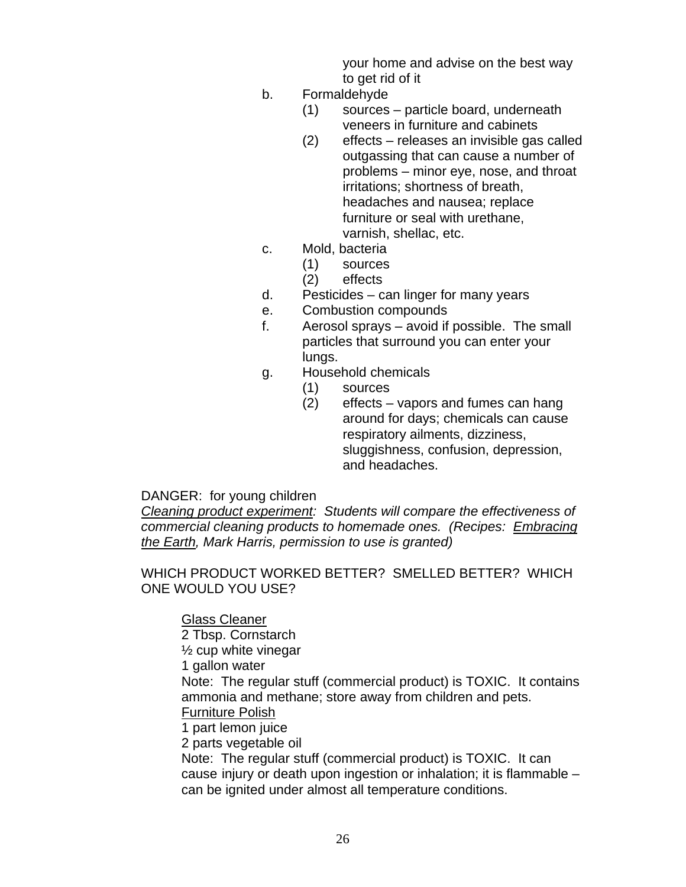your home and advise on the best way to get rid of it

b. Formaldehyde
   (1) sources – particle board, underneath veneers in furniture and cabinets
   (2) effects – releases an invisible gas called outgassing that can cause a number of problems – minor eye, nose, and throat irritations; shortness of breath, headaches and nausea; replace furniture or seal with urethane, varnish, shellac, etc.

c. Mold, bacteria
   (1) sources
   (2) effects

d. Pesticides – can linger for many years

e. Combustion compounds

f. Aerosol sprays – avoid if possible. The small particles that surround you can enter your lungs.

g. Household chemicals
   (1) sources
   (2) effects – vapors and fumes can hang around for days; chemicals can cause respiratory ailments, dizziness, sluggishness, confusion, depression, and headaches.

DANGER: for young children

*<u>Cleaning product experiment</u>: Students will compare the effectiveness of commercial cleaning products to homemade ones. (Recipes: <u>Embracing the Earth</u>, Mark Harris, permission to use is granted)*

WHICH PRODUCT WORKED BETTER? SMELLED BETTER? WHICH ONE WOULD YOU USE?

<u>Glass Cleaner</u>
2 Tbsp. Cornstarch
½ cup white vinegar
1 gallon water
Note: The regular stuff (commercial product) is TOXIC. It contains ammonia and methane; store away from children and pets.

<u>Furniture Polish</u>
1 part lemon juice
2 parts vegetable oil
Note: The regular stuff (commercial product) is TOXIC. It can cause injury or death upon ingestion or inhalation; it is flammable – can be ignited under almost all temperature conditions.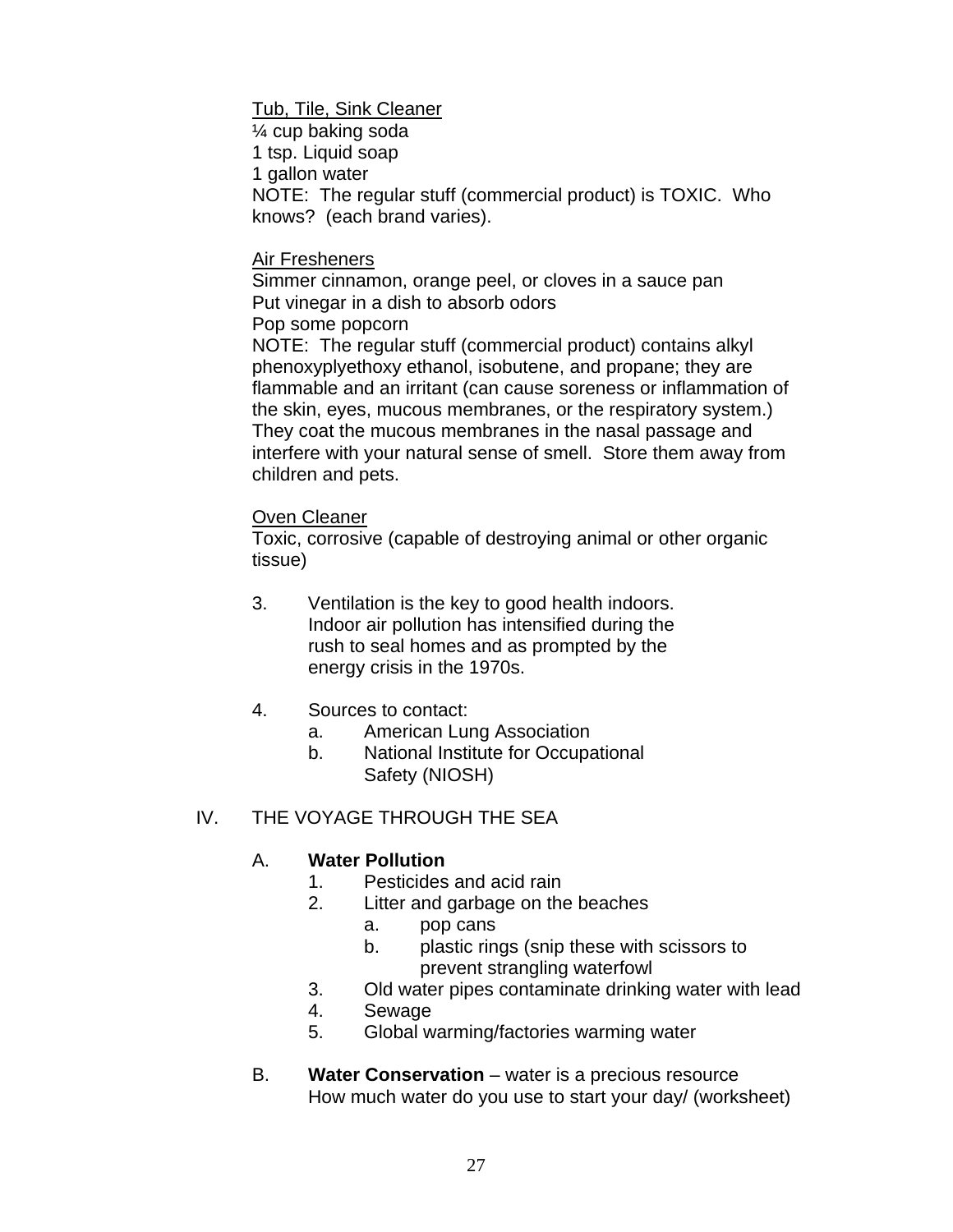Tub, Tile, Sink Cleaner
¼ cup baking soda
1 tsp. Liquid soap
1 gallon water
NOTE: The regular stuff (commercial product) is TOXIC. Who knows? (each brand varies).

Air Fresheners
Simmer cinnamon, orange peel, or cloves in a sauce pan
Put vinegar in a dish to absorb odors
Pop some popcorn
NOTE: The regular stuff (commercial product) contains alkyl phenoxyplyethoxy ethanol, isobutene, and propane; they are flammable and an irritant (can cause soreness or inflammation of the skin, eyes, mucous membranes, or the respiratory system.) They coat the mucous membranes in the nasal passage and interfere with your natural sense of smell. Store them away from children and pets.

Oven Cleaner
Toxic, corrosive (capable of destroying animal or other organic tissue)

3. Ventilation is the key to good health indoors. Indoor air pollution has intensified during the rush to seal homes and as prompted by the energy crisis in the 1970s.

4. Sources to contact:
   a. American Lung Association
   b. National Institute for Occupational Safety (NIOSH)

IV. THE VOYAGE THROUGH THE SEA

A. **Water Pollution**
   1. Pesticides and acid rain
   2. Litter and garbage on the beaches
      a. pop cans
      b. plastic rings (snip these with scissors to prevent strangling waterfowl
   3. Old water pipes contaminate drinking water with lead
   4. Sewage
   5. Global warming/factories warming water

B. **Water Conservation** – water is a precious resource
   How much water do you use to start your day/ (worksheet)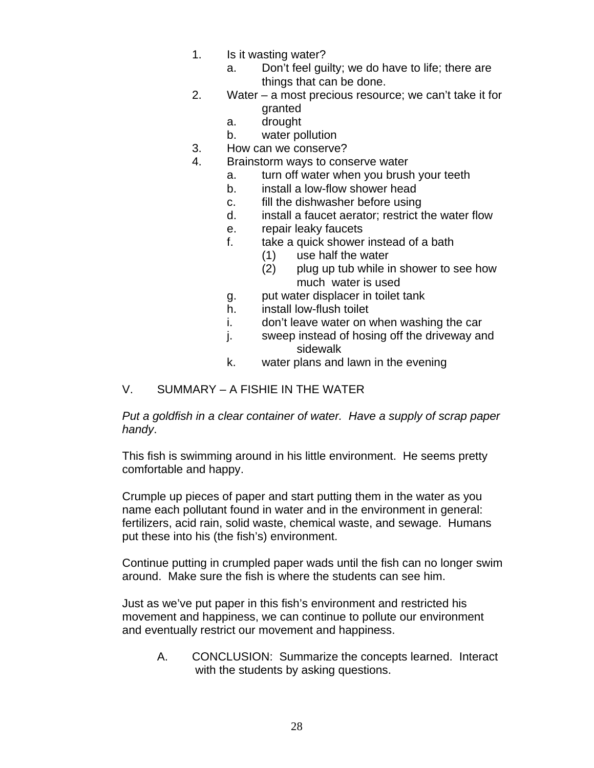1. Is it wasting water?
    a. Don't feel guilty; we do have to life; there are things that can be done.
2. Water – a most precious resource; we can't take it for granted
    a. drought
    b. water pollution
3. How can we conserve?
4. Brainstorm ways to conserve water
    a. turn off water when you brush your teeth
    b. install a low-flow shower head
    c. fill the dishwasher before using
    d. install a faucet aerator; restrict the water flow
    e. repair leaky faucets
    f. take a quick shower instead of a bath
        (1) use half the water
        (2) plug up tub while in shower to see how much water is used
    g. put water displacer in toilet tank
    h. install low-flush toilet
    i. don't leave water on when washing the car
    j. sweep instead of hosing off the driveway and sidewalk
    k. water plans and lawn in the evening

## V. SUMMARY – A FISHIE IN THE WATER

*Put a goldfish in a clear container of water. Have a supply of scrap paper handy*.

This fish is swimming around in his little environment. He seems pretty comfortable and happy.

Crumple up pieces of paper and start putting them in the water as you name each pollutant found in water and in the environment in general: fertilizers, acid rain, solid waste, chemical waste, and sewage. Humans put these into his (the fish's) environment.

Continue putting in crumpled paper wads until the fish can no longer swim around. Make sure the fish is where the students can see him.

Just as we've put paper in this fish's environment and restricted his movement and happiness, we can continue to pollute our environment and eventually restrict our movement and happiness.

A. CONCLUSION: Summarize the concepts learned. Interact with the students by asking questions.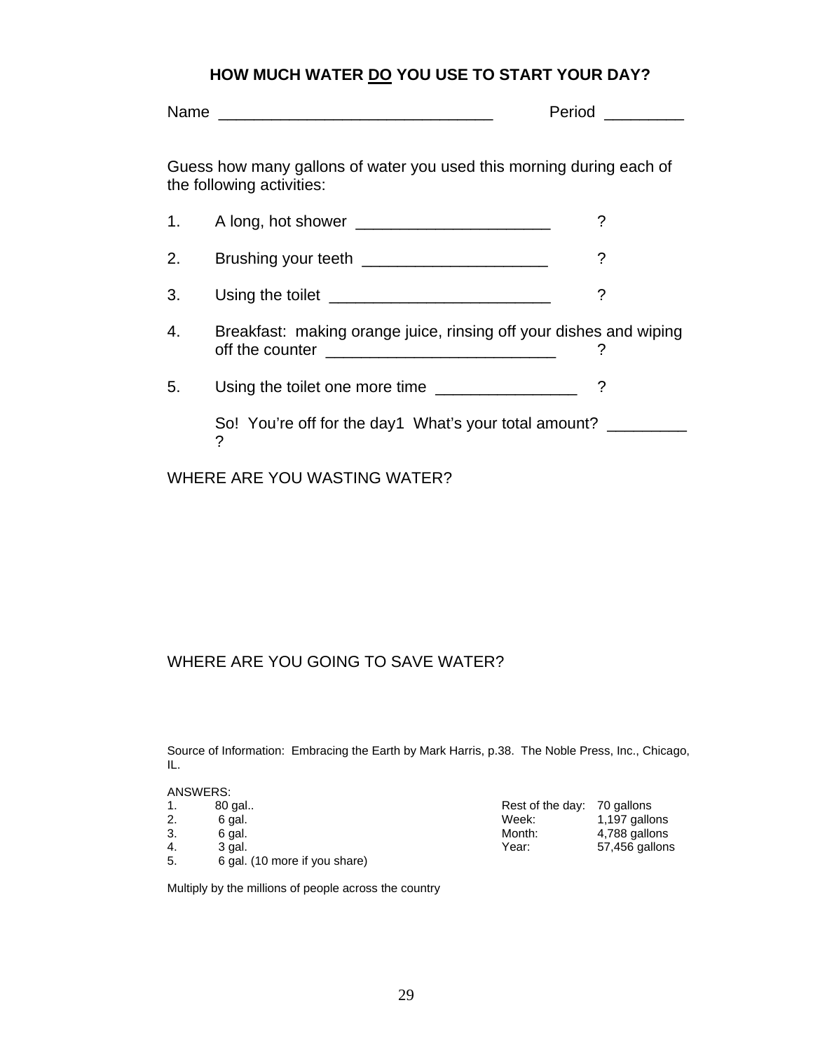## HOW MUCH WATER DO YOU USE TO START YOUR DAY?

Name ______________________________ Period _________

Guess how many gallons of water you used this morning during each of the following activities:

1. A long, hot shower _____________________ ?
2. Brushing your teeth ____________________ ?
3. Using the toilet ________________________ ?
4. Breakfast: making orange juice, rinsing off your dishes and wiping off the counter _________________________ ?
5. Using the toilet one more time _______________ ?

So! You're off for the day1 What's your total amount? _________ ?

WHERE ARE YOU WASTING WATER?

WHERE ARE YOU GOING TO SAVE WATER?

Source of Information: Embracing the Earth by Mark Harris, p.38. The Noble Press, Inc., Chicago, IL.

ANSWERS:

| | | | |
|---|---|---|---|
| 1. | 80 gal.. | Rest of the day: | 70 gallons |
| 2. | 6 gal. | Week: | 1,197 gallons |
| 3. | 6 gal. | Month: | 4,788 gallons |
| 4. | 3 gal. | Year: | 57,456 gallons |
| 5. | 6 gal. (10 more if you share) | | |

Multiply by the millions of people across the country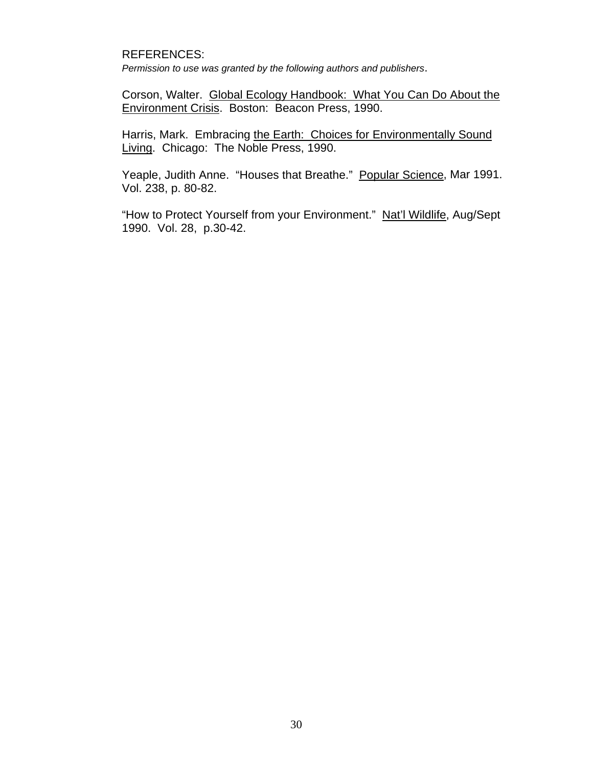REFERENCES:

*Permission to use was granted by the following authors and publishers*.

Corson, Walter. Global Ecology Handbook: What You Can Do About the Environment Crisis. Boston: Beacon Press, 1990.

Harris, Mark. Embracing the Earth: Choices for Environmentally Sound Living. Chicago: The Noble Press, 1990.

Yeaple, Judith Anne. "Houses that Breathe." Popular Science, Mar 1991. Vol. 238, p. 80-82.

"How to Protect Yourself from your Environment." Nat'l Wildlife, Aug/Sept 1990. Vol. 28, p.30-42.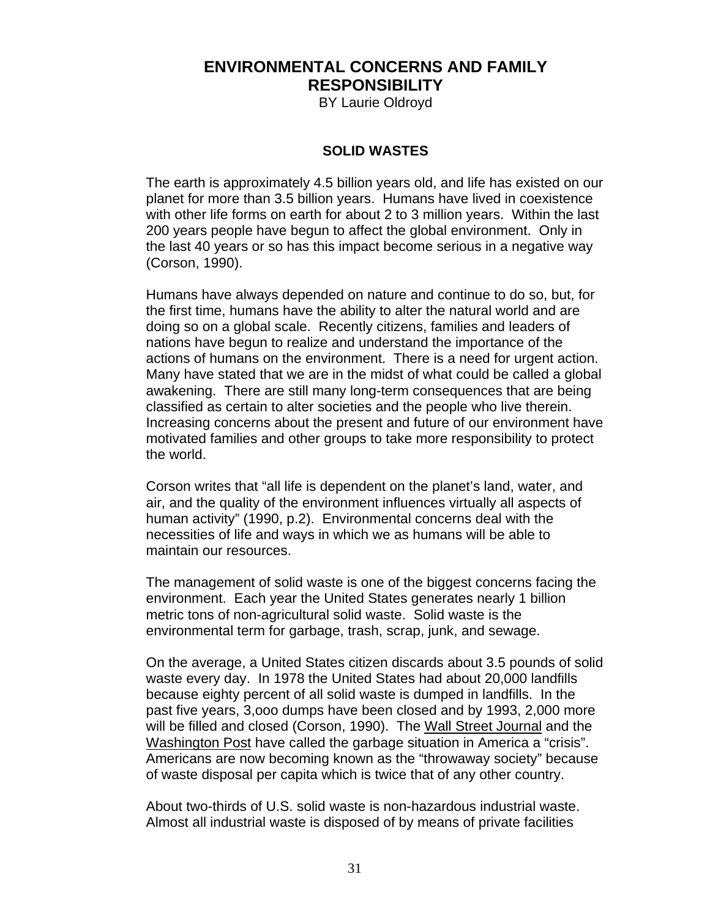# ENVIRONMENTAL CONCERNS AND FAMILY RESPONSIBILITY

BY Laurie Oldroyd

## SOLID WASTES

The earth is approximately 4.5 billion years old, and life has existed on our planet for more than 3.5 billion years. Humans have lived in coexistence with other life forms on earth for about 2 to 3 million years. Within the last 200 years people have begun to affect the global environment. Only in the last 40 years or so has this impact become serious in a negative way (Corson, 1990).

Humans have always depended on nature and continue to do so, but, for the first time, humans have the ability to alter the natural world and are doing so on a global scale. Recently citizens, families and leaders of nations have begun to realize and understand the importance of the actions of humans on the environment. There is a need for urgent action. Many have stated that we are in the midst of what could be called a global awakening. There are still many long-term consequences that are being classified as certain to alter societies and the people who live therein. Increasing concerns about the present and future of our environment have motivated families and other groups to take more responsibility to protect the world.

Corson writes that "all life is dependent on the planet's land, water, and air, and the quality of the environment influences virtually all aspects of human activity" (1990, p.2). Environmental concerns deal with the necessities of life and ways in which we as humans will be able to maintain our resources.

The management of solid waste is one of the biggest concerns facing the environment. Each year the United States generates nearly 1 billion metric tons of non-agricultural solid waste. Solid waste is the environmental term for garbage, trash, scrap, junk, and sewage.

On the average, a United States citizen discards about 3.5 pounds of solid waste every day. In 1978 the United States had about 20,000 landfills because eighty percent of all solid waste is dumped in landfills. In the past five years, 3,ooo dumps have been closed and by 1993, 2,000 more will be filled and closed (Corson, 1990). The Wall Street Journal and the Washington Post have called the garbage situation in America a "crisis". Americans are now becoming known as the "throwaway society" because of waste disposal per capita which is twice that of any other country.

About two-thirds of U.S. solid waste is non-hazardous industrial waste. Almost all industrial waste is disposed of by means of private facilities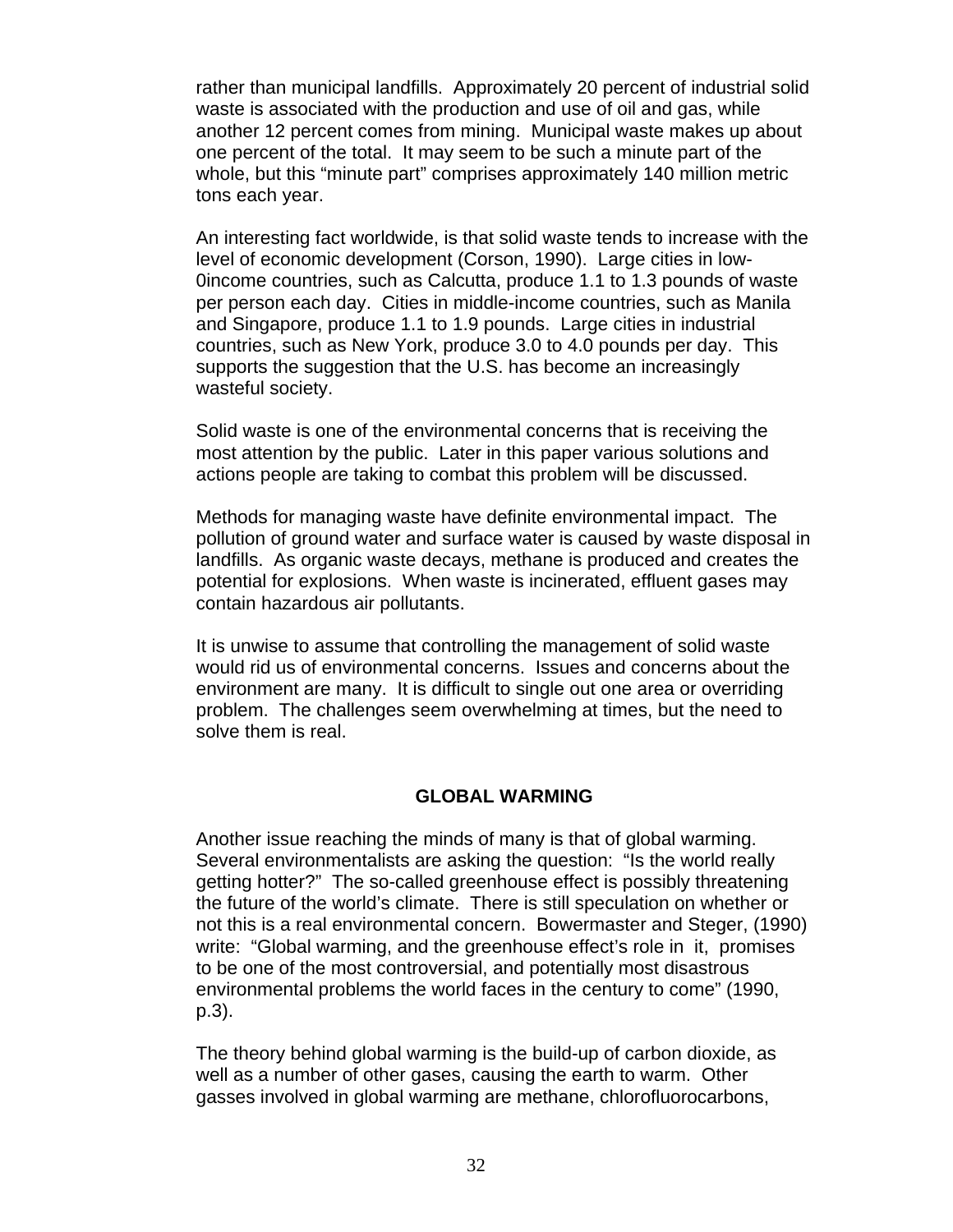rather than municipal landfills. Approximately 20 percent of industrial solid waste is associated with the production and use of oil and gas, while another 12 percent comes from mining. Municipal waste makes up about one percent of the total. It may seem to be such a minute part of the whole, but this “minute part” comprises approximately 140 million metric tons each year.

An interesting fact worldwide, is that solid waste tends to increase with the level of economic development (Corson, 1990). Large cities in low-0income countries, such as Calcutta, produce 1.1 to 1.3 pounds of waste per person each day. Cities in middle-income countries, such as Manila and Singapore, produce 1.1 to 1.9 pounds. Large cities in industrial countries, such as New York, produce 3.0 to 4.0 pounds per day. This supports the suggestion that the U.S. has become an increasingly wasteful society.

Solid waste is one of the environmental concerns that is receiving the most attention by the public. Later in this paper various solutions and actions people are taking to combat this problem will be discussed.

Methods for managing waste have definite environmental impact. The pollution of ground water and surface water is caused by waste disposal in landfills. As organic waste decays, methane is produced and creates the potential for explosions. When waste is incinerated, effluent gases may contain hazardous air pollutants.

It is unwise to assume that controlling the management of solid waste would rid us of environmental concerns. Issues and concerns about the environment are many. It is difficult to single out one area or overriding problem. The challenges seem overwhelming at times, but the need to solve them is real.

## GLOBAL WARMING

Another issue reaching the minds of many is that of global warming. Several environmentalists are asking the question: “Is the world really getting hotter?” The so-called greenhouse effect is possibly threatening the future of the world’s climate. There is still speculation on whether or not this is a real environmental concern. Bowermaster and Steger, (1990) write: “Global warming, and the greenhouse effect’s role in it, promises to be one of the most controversial, and potentially most disastrous environmental problems the world faces in the century to come” (1990, p.3).

The theory behind global warming is the build-up of carbon dioxide, as well as a number of other gases, causing the earth to warm. Other gasses involved in global warming are methane, chlorofluorocarbons,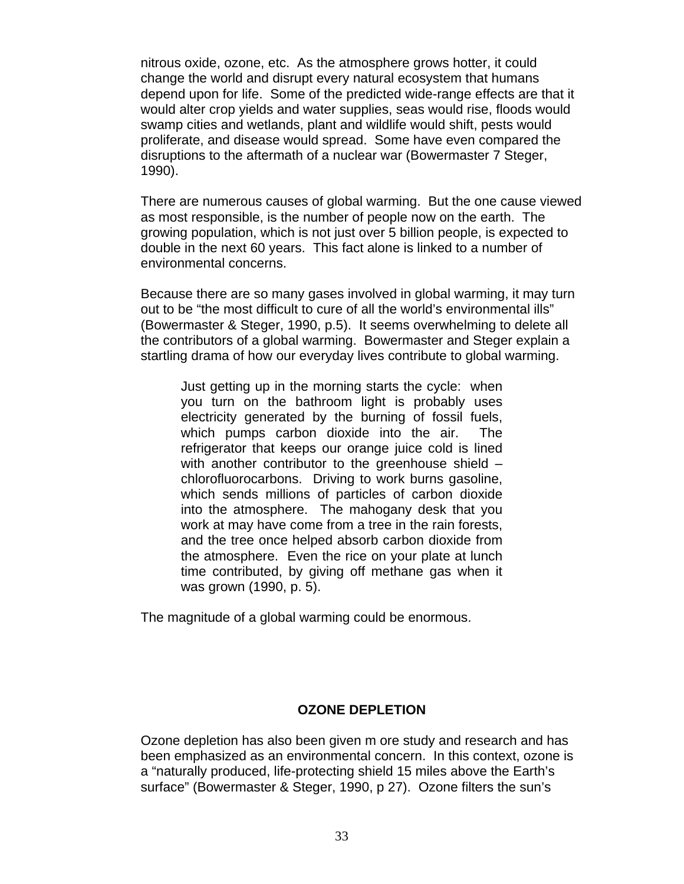nitrous oxide, ozone, etc. As the atmosphere grows hotter, it could change the world and disrupt every natural ecosystem that humans depend upon for life. Some of the predicted wide-range effects are that it would alter crop yields and water supplies, seas would rise, floods would swamp cities and wetlands, plant and wildlife would shift, pests would proliferate, and disease would spread. Some have even compared the disruptions to the aftermath of a nuclear war (Bowermaster 7 Steger, 1990).

There are numerous causes of global warming. But the one cause viewed as most responsible, is the number of people now on the earth. The growing population, which is not just over 5 billion people, is expected to double in the next 60 years. This fact alone is linked to a number of environmental concerns.

Because there are so many gases involved in global warming, it may turn out to be "the most difficult to cure of all the world's environmental ills" (Bowermaster & Steger, 1990, p.5). It seems overwhelming to delete all the contributors of a global warming. Bowermaster and Steger explain a startling drama of how our everyday lives contribute to global warming.

> Just getting up in the morning starts the cycle: when you turn on the bathroom light is probably uses electricity generated by the burning of fossil fuels, which pumps carbon dioxide into the air. The refrigerator that keeps our orange juice cold is lined with another contributor to the greenhouse shield – chlorofluorocarbons. Driving to work burns gasoline, which sends millions of particles of carbon dioxide into the atmosphere. The mahogany desk that you work at may have come from a tree in the rain forests, and the tree once helped absorb carbon dioxide from the atmosphere. Even the rice on your plate at lunch time contributed, by giving off methane gas when it was grown (1990, p. 5).

The magnitude of a global warming could be enormous.

## OZONE DEPLETION

Ozone depletion has also been given m ore study and research and has been emphasized as an environmental concern. In this context, ozone is a "naturally produced, life-protecting shield 15 miles above the Earth's surface" (Bowermaster & Steger, 1990, p 27). Ozone filters the sun's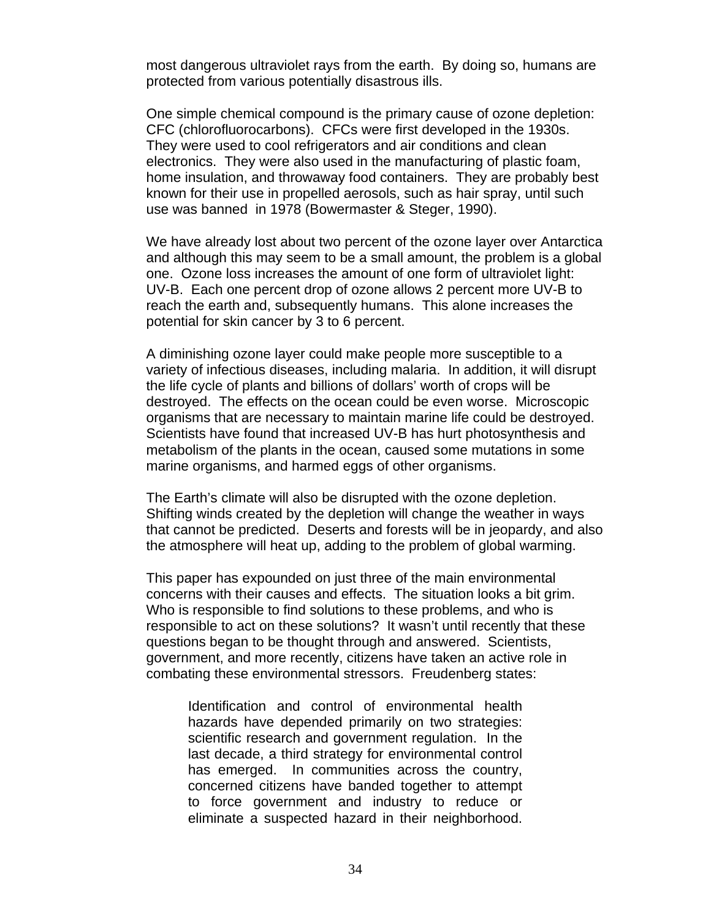most dangerous ultraviolet rays from the earth. By doing so, humans are protected from various potentially disastrous ills.

One simple chemical compound is the primary cause of ozone depletion: CFC (chlorofluorocarbons). CFCs were first developed in the 1930s. They were used to cool refrigerators and air conditions and clean electronics. They were also used in the manufacturing of plastic foam, home insulation, and throwaway food containers. They are probably best known for their use in propelled aerosols, such as hair spray, until such use was banned in 1978 (Bowermaster & Steger, 1990).

We have already lost about two percent of the ozone layer over Antarctica and although this may seem to be a small amount, the problem is a global one. Ozone loss increases the amount of one form of ultraviolet light: UV-B. Each one percent drop of ozone allows 2 percent more UV-B to reach the earth and, subsequently humans. This alone increases the potential for skin cancer by 3 to 6 percent.

A diminishing ozone layer could make people more susceptible to a variety of infectious diseases, including malaria. In addition, it will disrupt the life cycle of plants and billions of dollars' worth of crops will be destroyed. The effects on the ocean could be even worse. Microscopic organisms that are necessary to maintain marine life could be destroyed. Scientists have found that increased UV-B has hurt photosynthesis and metabolism of the plants in the ocean, caused some mutations in some marine organisms, and harmed eggs of other organisms.

The Earth's climate will also be disrupted with the ozone depletion. Shifting winds created by the depletion will change the weather in ways that cannot be predicted. Deserts and forests will be in jeopardy, and also the atmosphere will heat up, adding to the problem of global warming.

This paper has expounded on just three of the main environmental concerns with their causes and effects. The situation looks a bit grim. Who is responsible to find solutions to these problems, and who is responsible to act on these solutions? It wasn't until recently that these questions began to be thought through and answered. Scientists, government, and more recently, citizens have taken an active role in combating these environmental stressors. Freudenberg states:

> Identification and control of environmental health hazards have depended primarily on two strategies: scientific research and government regulation. In the last decade, a third strategy for environmental control has emerged. In communities across the country, concerned citizens have banded together to attempt to force government and industry to reduce or eliminate a suspected hazard in their neighborhood.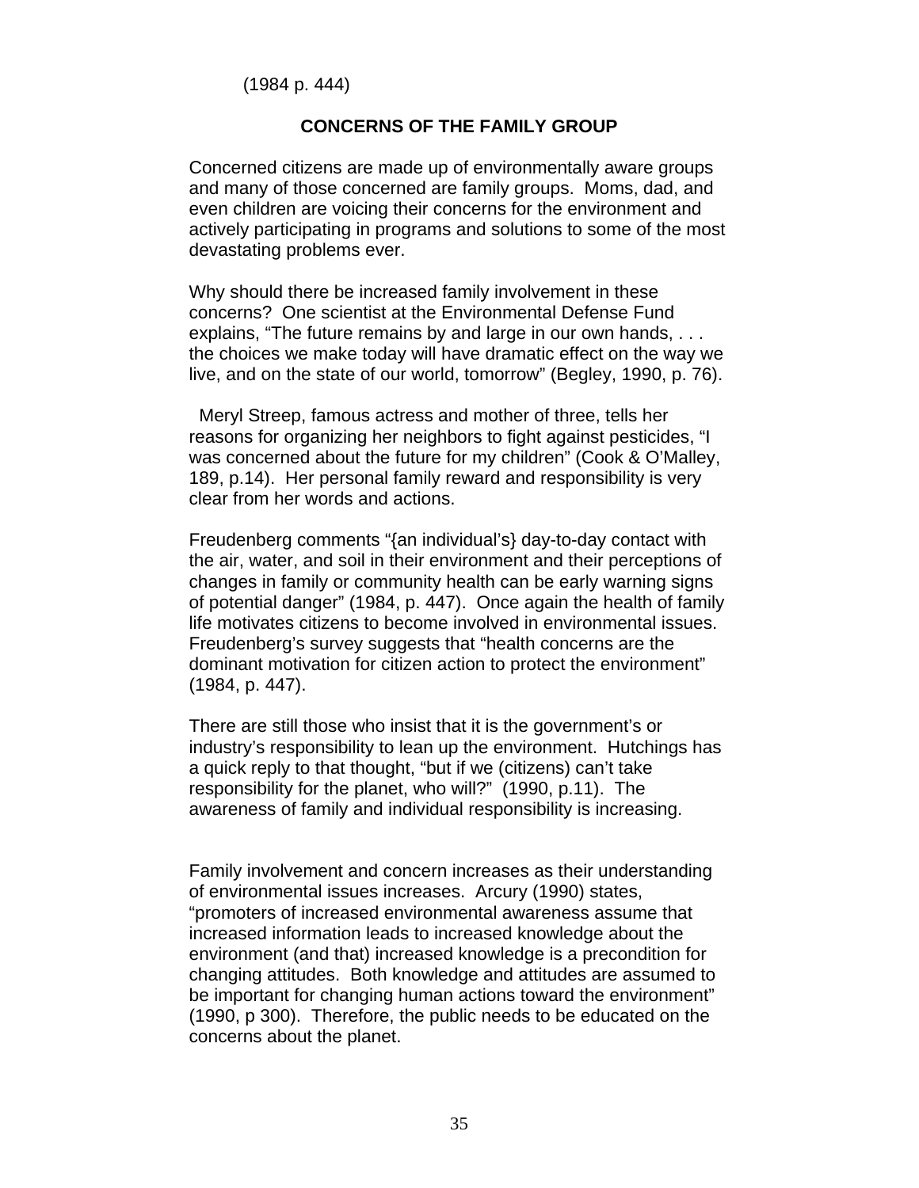(1984 p. 444)

## CONCERNS OF THE FAMILY GROUP

Concerned citizens are made up of environmentally aware groups and many of those concerned are family groups. Moms, dad, and even children are voicing their concerns for the environment and actively participating in programs and solutions to some of the most devastating problems ever.

Why should there be increased family involvement in these concerns? One scientist at the Environmental Defense Fund explains, “The future remains by and large in our own hands, . . . the choices we make today will have dramatic effect on the way we live, and on the state of our world, tomorrow” (Begley, 1990, p. 76).

Meryl Streep, famous actress and mother of three, tells her reasons for organizing her neighbors to fight against pesticides, “I was concerned about the future for my children” (Cook & O’Malley, 189, p.14). Her personal family reward and responsibility is very clear from her words and actions.

Freudenberg comments “{an individual’s} day-to-day contact with the air, water, and soil in their environment and their perceptions of changes in family or community health can be early warning signs of potential danger” (1984, p. 447). Once again the health of family life motivates citizens to become involved in environmental issues. Freudenberg’s survey suggests that “health concerns are the dominant motivation for citizen action to protect the environment” (1984, p. 447).

There are still those who insist that it is the government’s or industry’s responsibility to lean up the environment. Hutchings has a quick reply to that thought, “but if we (citizens) can’t take responsibility for the planet, who will?” (1990, p.11). The awareness of family and individual responsibility is increasing.

Family involvement and concern increases as their understanding of environmental issues increases. Arcury (1990) states, “promoters of increased environmental awareness assume that increased information leads to increased knowledge about the environment (and that) increased knowledge is a precondition for changing attitudes. Both knowledge and attitudes are assumed to be important for changing human actions toward the environment” (1990, p 300). Therefore, the public needs to be educated on the concerns about the planet.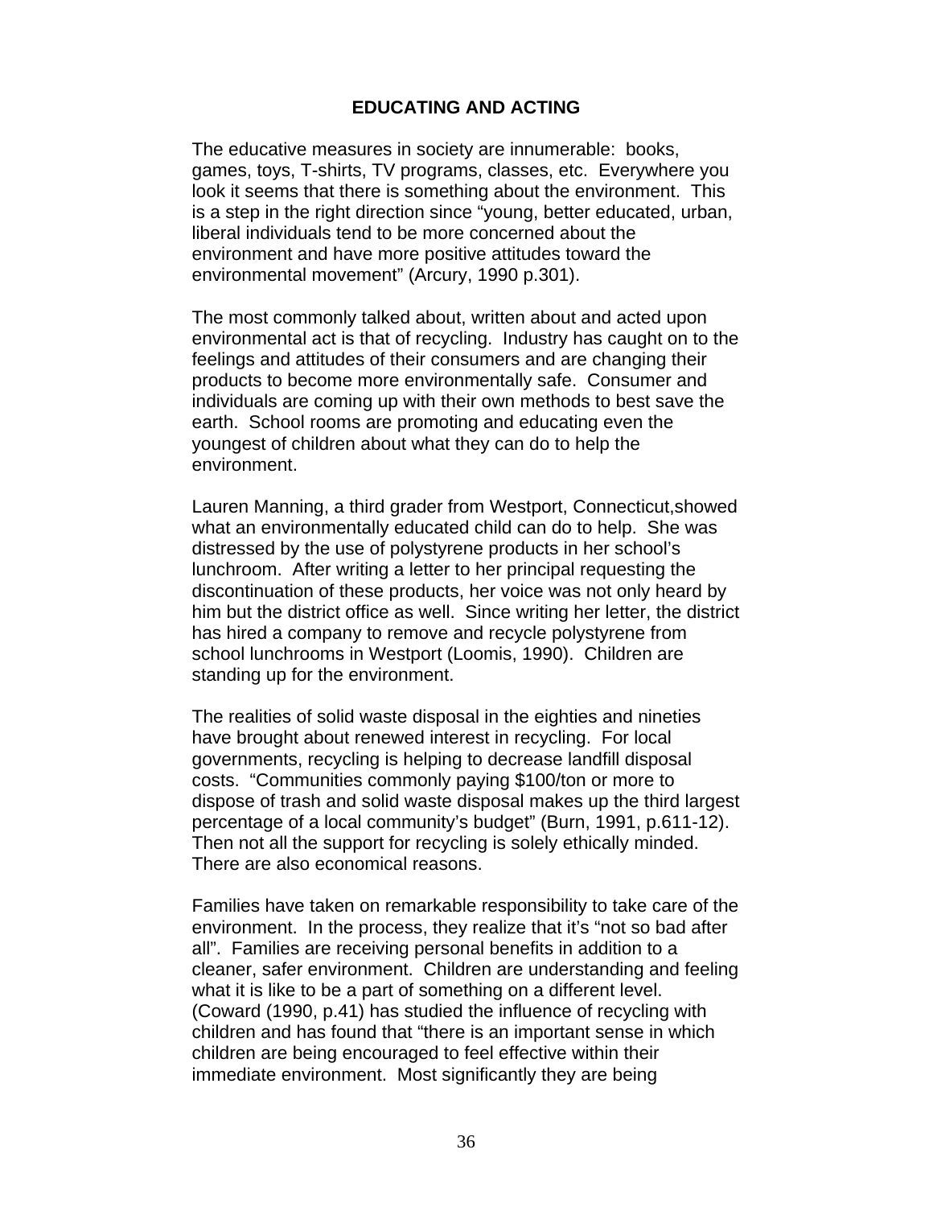## EDUCATING AND ACTING

The educative measures in society are innumerable: books, games, toys, T-shirts, TV programs, classes, etc. Everywhere you look it seems that there is something about the environment. This is a step in the right direction since “young, better educated, urban, liberal individuals tend to be more concerned about the environment and have more positive attitudes toward the environmental movement” (Arcury, 1990 p.301).

The most commonly talked about, written about and acted upon environmental act is that of recycling. Industry has caught on to the feelings and attitudes of their consumers and are changing their products to become more environmentally safe. Consumer and individuals are coming up with their own methods to best save the earth. School rooms are promoting and educating even the youngest of children about what they can do to help the environment.

Lauren Manning, a third grader from Westport, Connecticut,showed what an environmentally educated child can do to help. She was distressed by the use of polystyrene products in her school’s lunchroom. After writing a letter to her principal requesting the discontinuation of these products, her voice was not only heard by him but the district office as well. Since writing her letter, the district has hired a company to remove and recycle polystyrene from school lunchrooms in Westport (Loomis, 1990). Children are standing up for the environment.

The realities of solid waste disposal in the eighties and nineties have brought about renewed interest in recycling. For local governments, recycling is helping to decrease landfill disposal costs. “Communities commonly paying $100/ton or more to dispose of trash and solid waste disposal makes up the third largest percentage of a local community’s budget” (Burn, 1991, p.611-12). Then not all the support for recycling is solely ethically minded. There are also economical reasons.

Families have taken on remarkable responsibility to take care of the environment. In the process, they realize that it’s “not so bad after all”. Families are receiving personal benefits in addition to a cleaner, safer environment. Children are understanding and feeling what it is like to be a part of something on a different level. (Coward (1990, p.41) has studied the influence of recycling with children and has found that “there is an important sense in which children are being encouraged to feel effective within their immediate environment. Most significantly they are being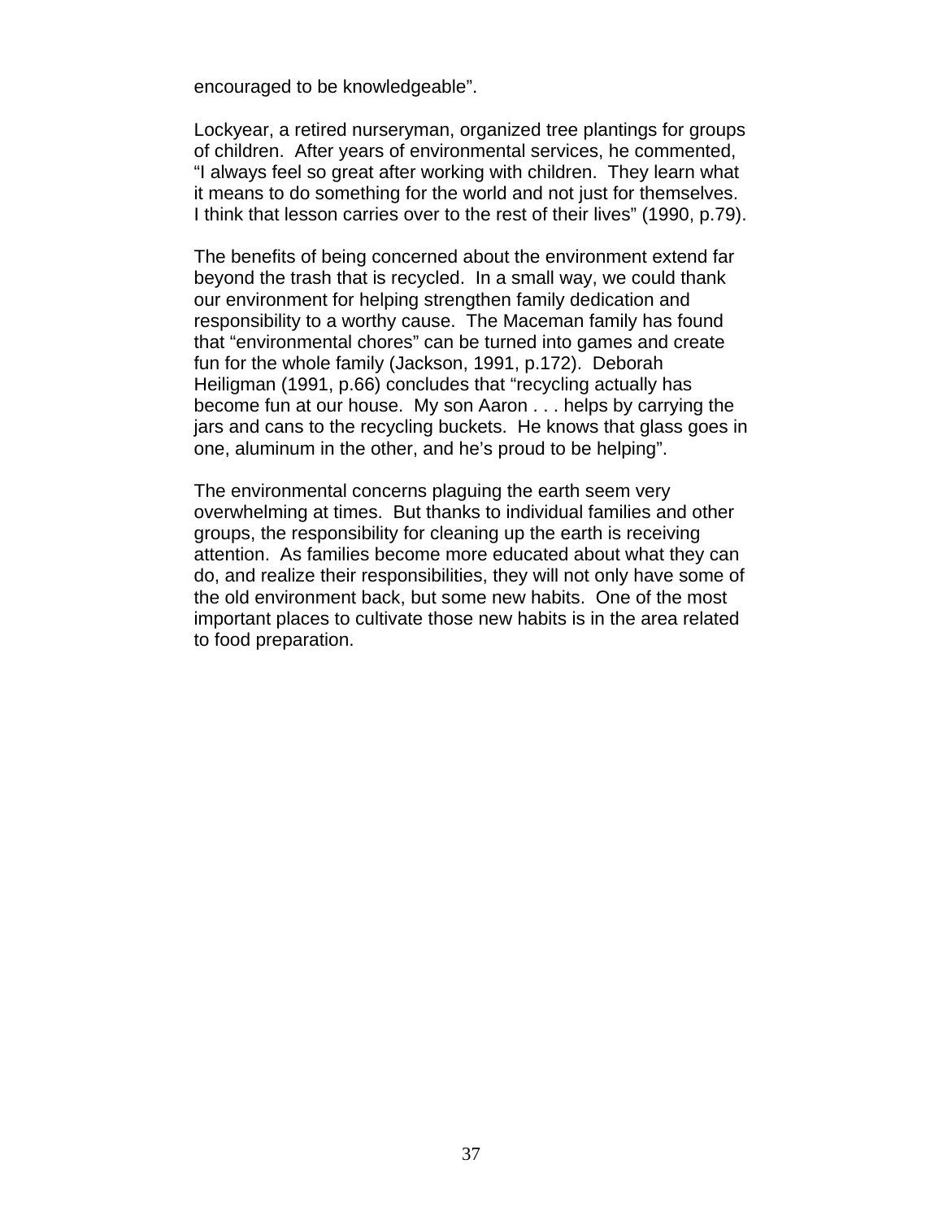encouraged to be knowledgeable".

Lockyear, a retired nurseryman, organized tree plantings for groups of children. After years of environmental services, he commented, "I always feel so great after working with children. They learn what it means to do something for the world and not just for themselves. I think that lesson carries over to the rest of their lives" (1990, p.79).

The benefits of being concerned about the environment extend far beyond the trash that is recycled. In a small way, we could thank our environment for helping strengthen family dedication and responsibility to a worthy cause. The Maceman family has found that "environmental chores" can be turned into games and create fun for the whole family (Jackson, 1991, p.172). Deborah Heiligman (1991, p.66) concludes that "recycling actually has become fun at our house. My son Aaron . . . helps by carrying the jars and cans to the recycling buckets. He knows that glass goes in one, aluminum in the other, and he's proud to be helping".

The environmental concerns plaguing the earth seem very overwhelming at times. But thanks to individual families and other groups, the responsibility for cleaning up the earth is receiving attention. As families become more educated about what they can do, and realize their responsibilities, they will not only have some of the old environment back, but some new habits. One of the most important places to cultivate those new habits is in the area related to food preparation.